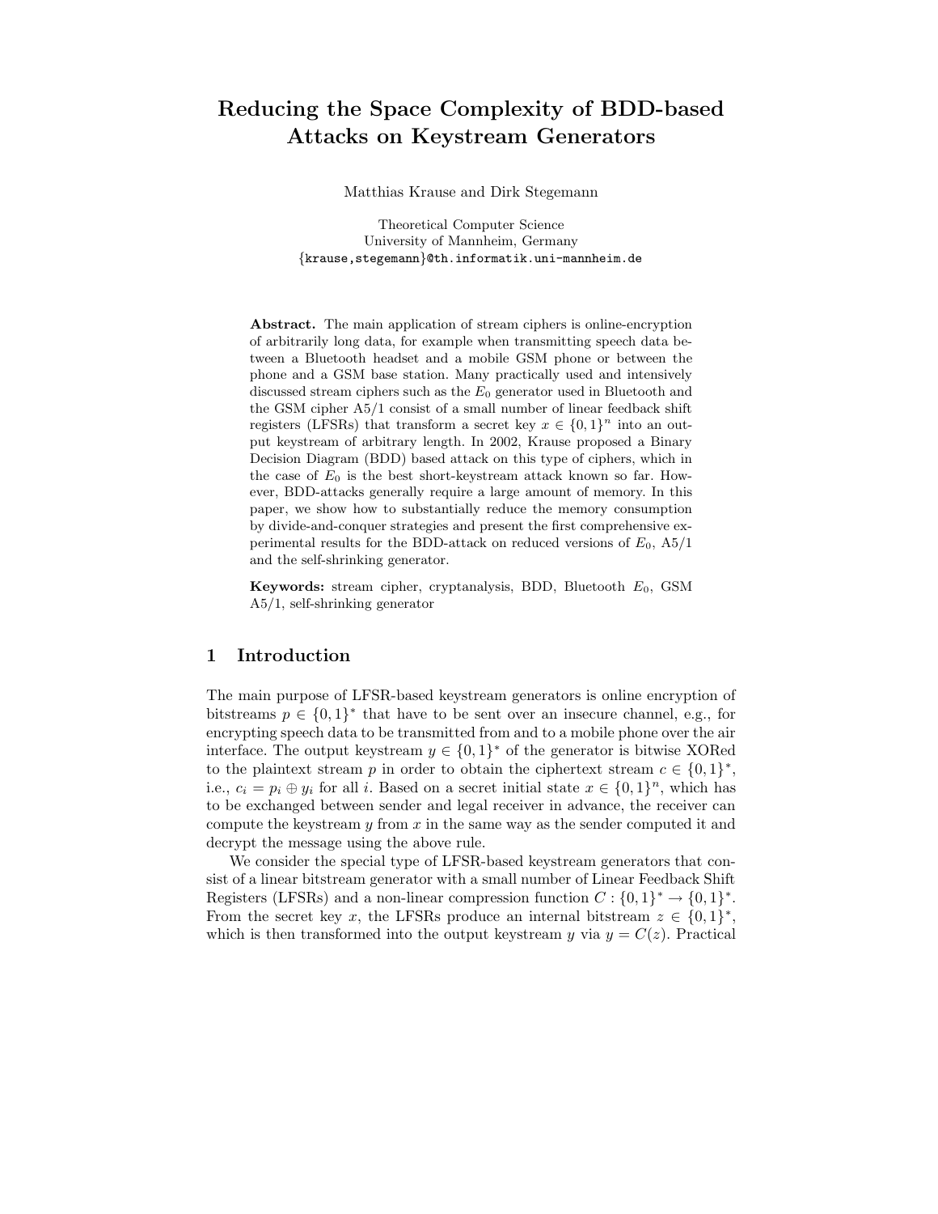# Reducing the Space Complexity of BDD-based Attacks on Keystream Generators

Matthias Krause and Dirk Stegemann

Theoretical Computer Science
University of Mannheim, Germany
{krause,stegemann}@th.informatik.uni-mannheim.de

**Abstract.** The main application of stream ciphers is online-encryption of arbitrarily long data, for example when transmitting speech data between a Bluetooth headset and a mobile GSM phone or between the phone and a GSM base station. Many practically used and intensively discussed stream ciphers such as the $E_0$ generator used in Bluetooth and the GSM cipher A5/1 consist of a small number of linear feedback shift registers (LFSRs) that transform a secret key $x \in \{0,1\}^n$ into an output keystream of arbitrary length. In 2002, Krause proposed a Binary Decision Diagram (BDD) based attack on this type of ciphers, which in the case of $E_0$ is the best short-keystream attack known so far. However, BDD-attacks generally require a large amount of memory. In this paper, we show how to substantially reduce the memory consumption by divide-and-conquer strategies and present the first comprehensive experimental results for the BDD-attack on reduced versions of $E_0$, A5/1 and the self-shrinking generator.

**Keywords:** stream cipher, cryptanalysis, BDD, Bluetooth $E_0$, GSM A5/1, self-shrinking generator

## 1 Introduction

The main purpose of LFSR-based keystream generators is online encryption of bitstreams $p \in \{0,1\}^*$ that have to be sent over an insecure channel, e.g., for encrypting speech data to be transmitted from and to a mobile phone over the air interface. The output keystream $y \in \{0,1\}^*$ of the generator is bitwise XORed to the plaintext stream $p$ in order to obtain the ciphertext stream $c \in \{0,1\}^*$, i.e., $c_i = p_i \oplus y_i$ for all $i$. Based on a secret initial state $x \in \{0,1\}^n$, which has to be exchanged between sender and legal receiver in advance, the receiver can compute the keystream $y$ from $x$ in the same way as the sender computed it and decrypt the message using the above rule.

We consider the special type of LFSR-based keystream generators that consist of a linear bitstream generator with a small number of Linear Feedback Shift Registers (LFSRs) and a non-linear compression function $C : \{0,1\}^* \to \{0,1\}^*$. From the secret key $x$, the LFSRs produce an internal bitstream $z \in \{0,1\}^*$, which is then transformed into the output keystream $y$ via $y = C(z)$. Practical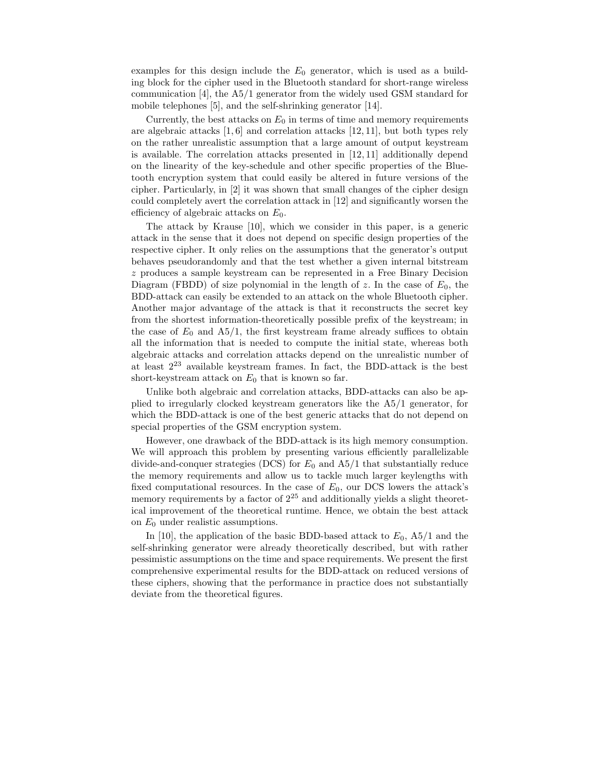examples for this design include the $E_0$ generator, which is used as a building block for the cipher used in the Bluetooth standard for short-range wireless communication [4], the A5/1 generator from the widely used GSM standard for mobile telephones [5], and the self-shrinking generator [14].

Currently, the best attacks on $E_0$ in terms of time and memory requirements are algebraic attacks [1, 6] and correlation attacks [12, 11], but both types rely on the rather unrealistic assumption that a large amount of output keystream is available. The correlation attacks presented in [12, 11] additionally depend on the linearity of the key-schedule and other specific properties of the Bluetooth encryption system that could easily be altered in future versions of the cipher. Particularly, in [2] it was shown that small changes of the cipher design could completely avert the correlation attack in [12] and significantly worsen the efficiency of algebraic attacks on $E_0$.

The attack by Krause [10], which we consider in this paper, is a generic attack in the sense that it does not depend on specific design properties of the respective cipher. It only relies on the assumptions that the generator's output behaves pseudorandomly and that the test whether a given internal bitstream $z$ produces a sample keystream can be represented in a Free Binary Decision Diagram (FBDD) of size polynomial in the length of $z$. In the case of $E_0$, the BDD-attack can easily be extended to an attack on the whole Bluetooth cipher. Another major advantage of the attack is that it reconstructs the secret key from the shortest information-theoretically possible prefix of the keystream; in the case of $E_0$ and A5/1, the first keystream frame already suffices to obtain all the information that is needed to compute the initial state, whereas both algebraic attacks and correlation attacks depend on the unrealistic number of at least $2^{23}$ available keystream frames. In fact, the BDD-attack is the best short-keystream attack on $E_0$ that is known so far.

Unlike both algebraic and correlation attacks, BDD-attacks can also be applied to irregularly clocked keystream generators like the A5/1 generator, for which the BDD-attack is one of the best generic attacks that do not depend on special properties of the GSM encryption system.

However, one drawback of the BDD-attack is its high memory consumption. We will approach this problem by presenting various efficiently parallelizable divide-and-conquer strategies (DCS) for $E_0$ and A5/1 that substantially reduce the memory requirements and allow us to tackle much larger keylengths with fixed computational resources. In the case of $E_0$, our DCS lowers the attack's memory requirements by a factor of $2^{25}$ and additionally yields a slight theoretical improvement of the theoretical runtime. Hence, we obtain the best attack on $E_0$ under realistic assumptions.

In [10], the application of the basic BDD-based attack to $E_0$, A5/1 and the self-shrinking generator were already theoretically described, but with rather pessimistic assumptions on the time and space requirements. We present the first comprehensive experimental results for the BDD-attack on reduced versions of these ciphers, showing that the performance in practice does not substantially deviate from the theoretical figures.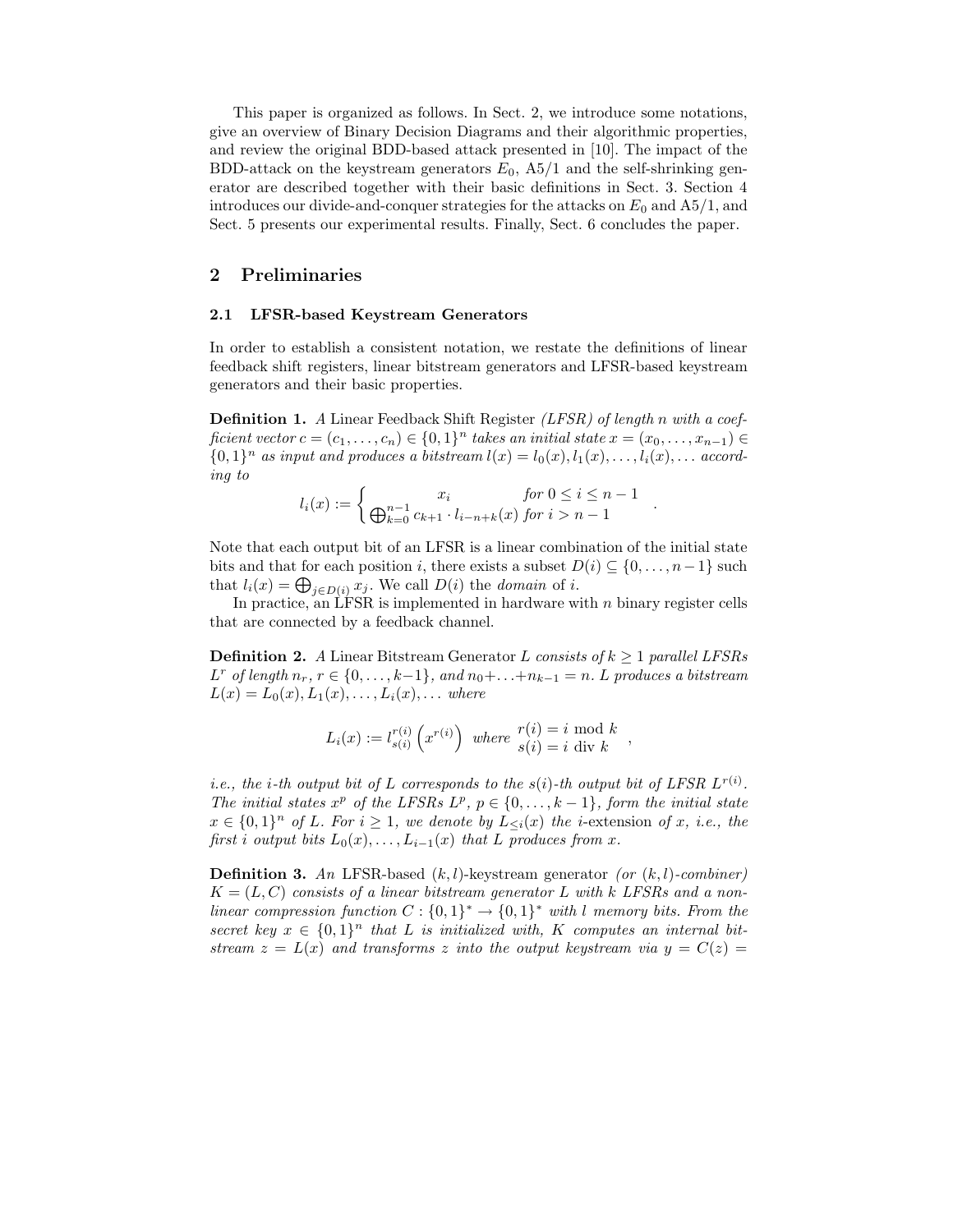This paper is organized as follows. In Sect. 2, we introduce some notations, give an overview of Binary Decision Diagrams and their algorithmic properties, and review the original BDD-based attack presented in [10]. The impact of the BDD-attack on the keystream generators $E_0$, A5/1 and the self-shrinking generator are described together with their basic definitions in Sect. 3. Section 4 introduces our divide-and-conquer strategies for the attacks on $E_0$ and A5/1, and Sect. 5 presents our experimental results. Finally, Sect. 6 concludes the paper.

## 2 Preliminaries

### 2.1 LFSR-based Keystream Generators

In order to establish a consistent notation, we restate the definitions of linear feedback shift registers, linear bitstream generators and LFSR-based keystream generators and their basic properties.

**Definition 1.** *A* Linear Feedback Shift Register *(LFSR) of length $n$ with a coefficient vector $c = (c_1, \ldots, c_n) \in \{0,1\}^n$ takes an initial state $x = (x_0, \ldots, x_{n-1}) \in \{0,1\}^n$ as input and produces a bitstream $l(x) = l_0(x), l_1(x), \ldots, l_i(x), \ldots$ according to*

$$l_i(x) := \begin{cases} x_i & \text{for } 0 \le i \le n-1 \\ \bigoplus_{k=0}^{n-1} c_{k+1} \cdot l_{i-n+k}(x) & \text{for } i > n-1 \end{cases} .$$

Note that each output bit of an LFSR is a linear combination of the initial state bits and that for each position $i$, there exists a subset $D(i) \subseteq \{0, \ldots, n-1\}$ such that $l_i(x) = \bigoplus_{j \in D(i)} x_j$. We call $D(i)$ the *domain* of $i$.

In practice, an LFSR is implemented in hardware with $n$ binary register cells that are connected by a feedback channel.

**Definition 2.** *A* Linear Bitstream Generator *$L$ consists of $k \ge 1$ parallel LFSRs $L^r$ of length $n_r$, $r \in \{0, \ldots, k-1\}$, and $n_0 + \ldots + n_{k-1} = n$. $L$ produces a bitstream $L(x) = L_0(x), L_1(x), \ldots, L_i(x), \ldots$ where*

$$L_i(x) := l^{r(i)}_{s(i)}\left(x^{r(i)}\right) \text{ where } \begin{array}{l} r(i) = i \bmod k \\ s(i) = i \operatorname{div} k \end{array} ,$$

*i.e., the $i$-th output bit of $L$ corresponds to the $s(i)$-th output bit of LFSR $L^{r(i)}$. The initial states $x^p$ of the LFSRs $L^p$, $p \in \{0, \ldots, k-1\}$, form the initial state $x \in \{0,1\}^n$ of $L$. For $i \ge 1$, we denote by $L_{\le i}(x)$ the $i$*-extension *of $x$, i.e., the first $i$ output bits $L_0(x), \ldots, L_{i-1}(x)$ that $L$ produces from $x$.*

**Definition 3.** *An* LFSR-based $(k, l)$-keystream generator *(or $(k, l)$-combiner) $K = (L, C)$ consists of a linear bitstream generator $L$ with $k$ LFSRs and a nonlinear compression function $C : \{0,1\}^* \to \{0,1\}^*$ with $l$ memory bits. From the secret key $x \in \{0,1\}^n$ that $L$ is initialized with, $K$ computes an internal bitstream $z = L(x)$ and transforms $z$ into the output keystream via $y = C(z) =$*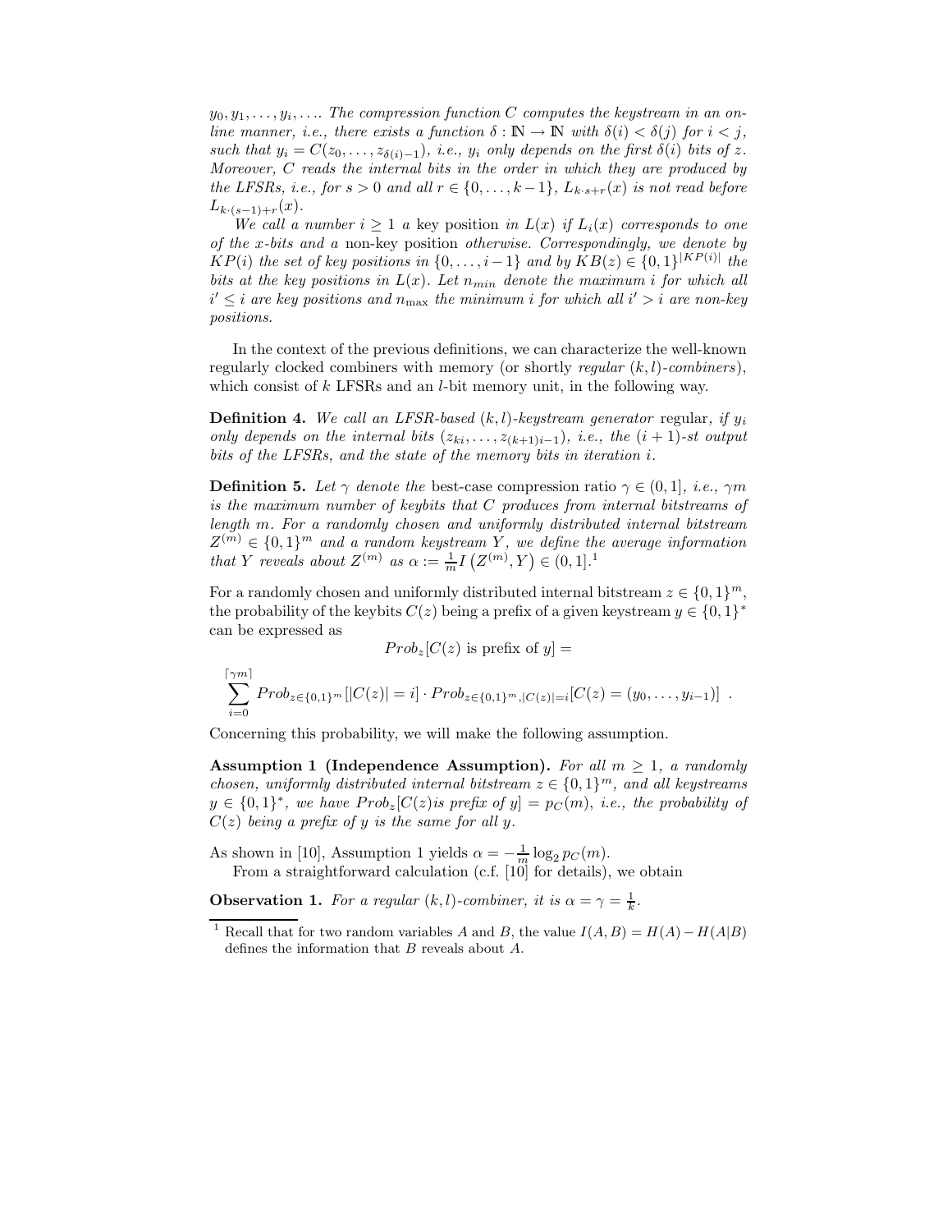$y_0, y_1, \ldots, y_i, \ldots$. *The compression function $C$ computes the keystream in an online manner, i.e., there exists a function $\delta : \mathbb{N} \to \mathbb{N}$ with $\delta(i) < \delta(j)$ for $i < j$, such that $y_i = C(z_0, \ldots, z_{\delta(i)-1})$, i.e., $y_i$ only depends on the first $\delta(i)$ bits of $z$. Moreover, $C$ reads the internal bits in the order in which they are produced by the LFSRs, i.e., for $s > 0$ and all $r \in \{0, \ldots, k-1\}$, $L_{k \cdot s + r}(x)$ is not read before $L_{k \cdot (s-1)+r}(x)$.*

*We call a number $i \geq 1$ a* key position *in $L(x)$ if $L_i(x)$ corresponds to one of the $x$-bits and a* non-key position *otherwise. Correspondingly, we denote by $KP(i)$ the set of key positions in $\{0, \ldots, i-1\}$ and by $KB(z) \in \{0,1\}^{|KP(i)|}$ the bits at the key positions in $L(x)$. Let $n_{min}$ denote the maximum $i$ for which all $i' \leq i$ are key positions and $n_{\max}$ the minimum $i$ for which all $i' > i$ are non-key positions.*

In the context of the previous definitions, we can characterize the well-known regularly clocked combiners with memory (or shortly *regular $(k,l)$-combiners*), which consist of $k$ LFSRs and an $l$-bit memory unit, in the following way.

**Definition 4.** *We call an LFSR-based $(k,l)$-keystream generator* regular, *if $y_i$ only depends on the internal bits $(z_{ki}, \ldots, z_{(k+1)i-1})$, i.e., the $(i+1)$-st output bits of the LFSRs, and the state of the memory bits in iteration $i$.*

**Definition 5.** *Let $\gamma$ denote the* best-case compression ratio *$\gamma \in (0,1]$, i.e., $\gamma m$ is the maximum number of keybits that $C$ produces from internal bitstreams of length $m$. For a randomly chosen and uniformly distributed internal bitstream $Z^{(m)} \in \{0,1\}^m$ and a random keystream $Y$, we define the average information that $Y$ reveals about $Z^{(m)}$ as $\alpha := \frac{1}{m} I\left(Z^{(m)}, Y\right) \in (0,1]$.*[1]

For a randomly chosen and uniformly distributed internal bitstream $z \in \{0,1\}^m$, the probability of the keybits $C(z)$ being a prefix of a given keystream $y \in \{0,1\}^*$ can be expressed as

$$Prob_z[C(z) \text{ is prefix of } y] =$$

$$\sum_{i=0}^{\lceil \gamma m \rceil} Prob_{z \in \{0,1\}^m}[|C(z)| = i] \cdot Prob_{z \in \{0,1\}^m, |C(z)|=i}[C(z) = (y_0, \ldots, y_{i-1})] \ .$$

Concerning this probability, we will make the following assumption.

**Assumption 1 (Independence Assumption).** *For all $m \geq 1$, a randomly chosen, uniformly distributed internal bitstream $z \in \{0,1\}^m$, and all keystreams $y \in \{0,1\}^*$, we have $Prob_z[C(z)$is prefix of $y] = p_C(m)$, i.e., the probability of $C(z)$ being a prefix of $y$ is the same for all $y$.*

As shown in [10], Assumption 1 yields $\alpha = -\frac{1}{m}\log_2 p_C(m)$.

From a straightforward calculation (c.f. [10] for details), we obtain

**Observation 1.** *For a regular $(k,l)$-combiner, it is $\alpha = \gamma = \frac{1}{k}$.*

[1] Recall that for two random variables $A$ and $B$, the value $I(A,B) = H(A) - H(A|B)$ defines the information that $B$ reveals about $A$.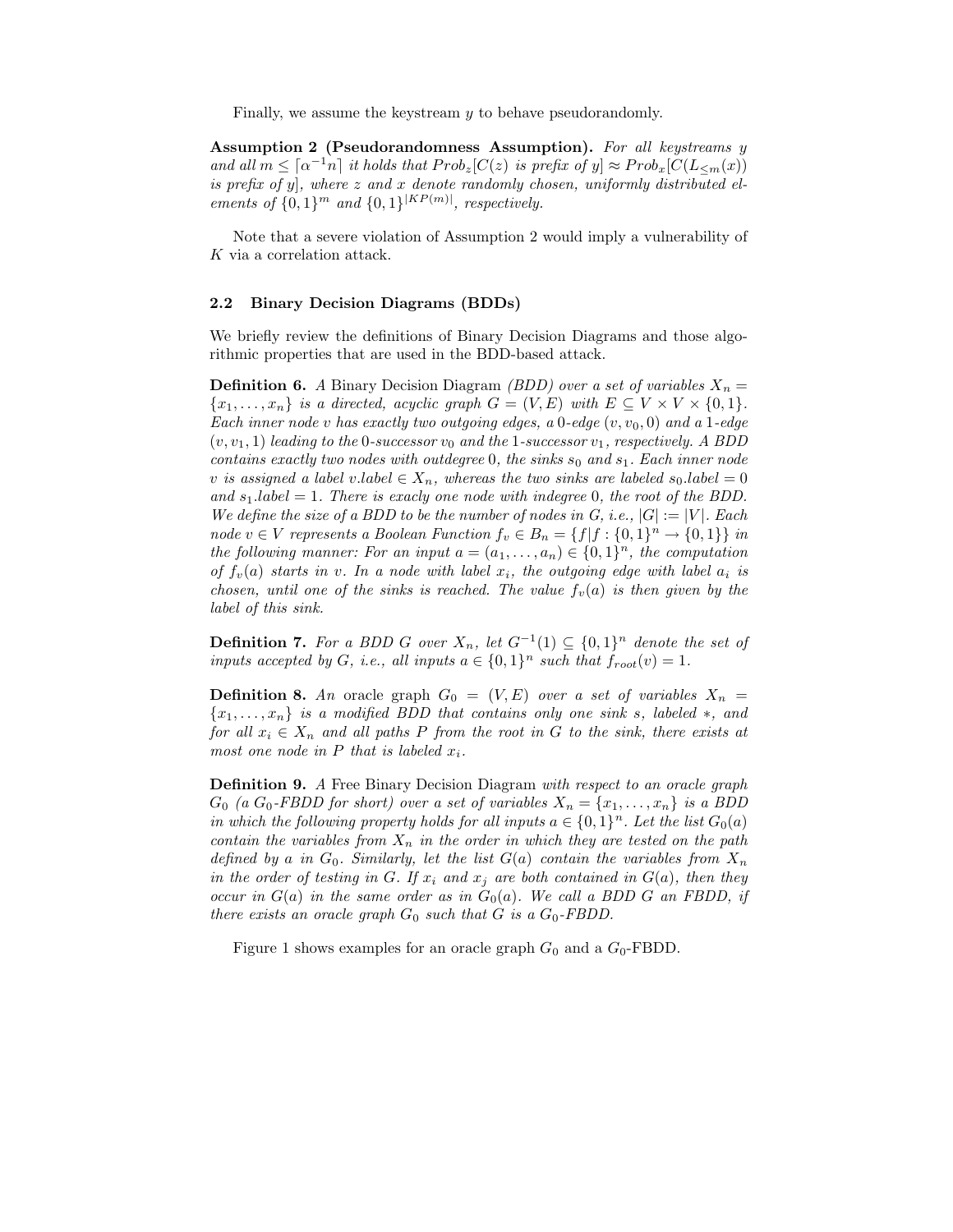Finally, we assume the keystream $y$ to behave pseudorandomly.

**Assumption 2 (Pseudorandomness Assumption).** *For all keystreams $y$ and all $m \leq \lceil \alpha^{-1} n \rceil$ it holds that $Prob_z[C(z)$ is prefix of $y] \approx Prob_x[C(L_{\leq m}(x))$ is prefix of $y]$, where $z$ and $x$ denote randomly chosen, uniformly distributed elements of $\{0,1\}^m$ and $\{0,1\}^{|KP(m)|}$, respectively.*

Note that a severe violation of Assumption 2 would imply a vulnerability of $K$ via a correlation attack.

### 2.2 Binary Decision Diagrams (BDDs)

We briefly review the definitions of Binary Decision Diagrams and those algorithmic properties that are used in the BDD-based attack.

**Definition 6.** *A* Binary Decision Diagram *(BDD) over a set of variables $X_n = \{x_1, \ldots, x_n\}$ is a directed, acyclic graph $G = (V, E)$ with $E \subseteq V \times V \times \{0,1\}$. Each inner node $v$ has exactly two outgoing edges, a* 0-edge *$(v, v_0, 0)$ and a* 1-edge *$(v, v_1, 1)$ leading to the* 0-successor *$v_0$ and the* 1-successor *$v_1$, respectively. A BDD contains exactly two nodes with outdegree 0, the sinks $s_0$ and $s_1$. Each inner node $v$ is assigned a label $v.label \in X_n$, whereas the two sinks are labeled $s_0.label = 0$ and $s_1.label = 1$. There is exacly one node with indegree 0, the root of the BDD. We define the size of a BDD to be the number of nodes in $G$, i.e., $|G| := |V|$. Each node $v \in V$ represents a Boolean Function $f_v \in B_n = \{f | f : \{0,1\}^n \rightarrow \{0,1\}\}$ in the following manner: For an input $a = (a_1, \ldots, a_n) \in \{0,1\}^n$, the computation of $f_v(a)$ starts in $v$. In a node with label $x_i$, the outgoing edge with label $a_i$ is chosen, until one of the sinks is reached. The value $f_v(a)$ is then given by the label of this sink.*

**Definition 7.** *For a BDD $G$ over $X_n$, let $G^{-1}(1) \subseteq \{0,1\}^n$ denote the set of inputs accepted by $G$, i.e., all inputs $a \in \{0,1\}^n$ such that $f_{root}(v) = 1$.*

**Definition 8.** *An* oracle graph *$G_0 = (V, E)$ over a set of variables $X_n = \{x_1, \ldots, x_n\}$ is a modified BDD that contains only one sink $s$, labeled $*$, and for all $x_i \in X_n$ and all paths $P$ from the root in $G$ to the sink, there exists at most one node in $P$ that is labeled $x_i$.*

**Definition 9.** *A* Free Binary Decision Diagram *with respect to an oracle graph $G_0$ (a $G_0$-FBDD for short) over a set of variables $X_n = \{x_1, \ldots, x_n\}$ is a BDD in which the following property holds for all inputs $a \in \{0,1\}^n$. Let the list $G_0(a)$ contain the variables from $X_n$ in the order in which they are tested on the path defined by $a$ in $G_0$. Similarly, let the list $G(a)$ contain the variables from $X_n$ in the order of testing in $G$. If $x_i$ and $x_j$ are both contained in $G(a)$, then they occur in $G(a)$ in the same order as in $G_0(a)$. We call a BDD $G$ an FBDD, if there exists an oracle graph $G_0$ such that $G$ is a $G_0$-FBDD.*

Figure 1 shows examples for an oracle graph $G_0$ and a $G_0$-FBDD.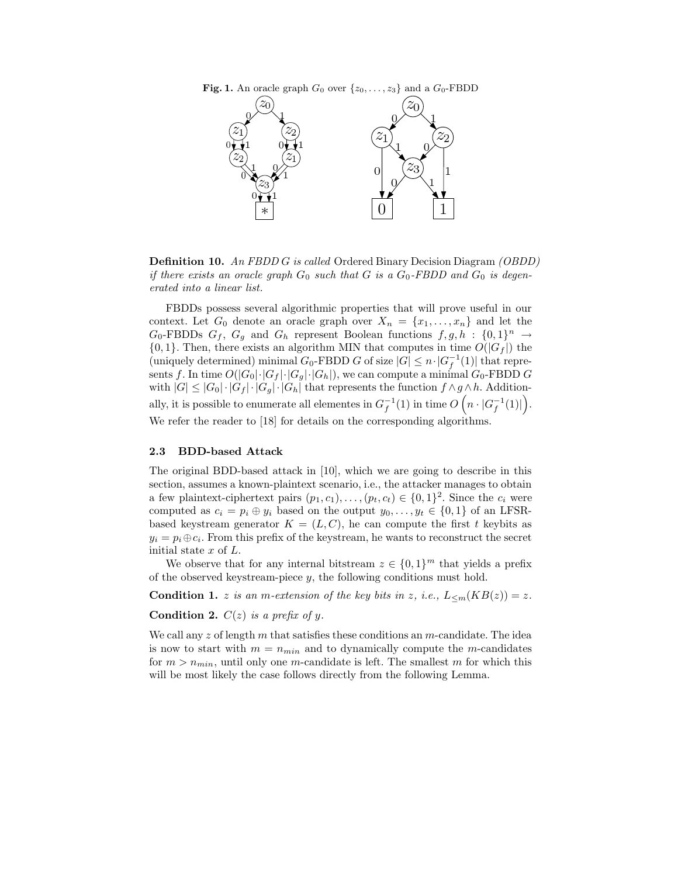**Fig. 1.** An oracle graph $G_0$ over $\{z_0, \dots, z_3\}$ and a $G_0$-FBDD

**Definition 10.** *An FBDD G is called* Ordered Binary Decision Diagram *(OBDD) if there exists an oracle graph $G_0$ such that G is a $G_0$-FBDD and $G_0$ is degenerated into a linear list.*

FBDDs possess several algorithmic properties that will prove useful in our context. Let $G_0$ denote an oracle graph over $X_n = \{x_1, \dots, x_n\}$ and let the $G_0$-FBDDs $G_f$, $G_g$ and $G_h$ represent Boolean functions $f, g, h : \{0,1\}^n \rightarrow \{0,1\}$. Then, there exists an algorithm MIN that computes in time $O(|G_f|)$ the (uniquely determined) minimal $G_0$-FBDD $G$ of size $|G| \leq n \cdot |G_f^{-1}(1)|$ that represents $f$. In time $O(|G_0| \cdot |G_f| \cdot |G_g| \cdot |G_h|)$, we can compute a minimal $G_0$-FBDD $G$ with $|G| \leq |G_0| \cdot |G_f| \cdot |G_g| \cdot |G_h|$ that represents the function $f \wedge g \wedge h$. Additionally, it is possible to enumerate all elementes in $G_f^{-1}(1)$ in time $O\left(n \cdot |G_f^{-1}(1)|\right)$. We refer the reader to [18] for details on the corresponding algorithms.

### 2.3 BDD-based Attack

The original BDD-based attack in [10], which we are going to describe in this section, assumes a known-plaintext scenario, i.e., the attacker manages to obtain a few plaintext-ciphertext pairs $(p_1, c_1), \dots, (p_t, c_t) \in \{0,1\}^2$. Since the $c_i$ were computed as $c_i = p_i \oplus y_i$ based on the output $y_0, \dots, y_t \in \{0,1\}$ of an LFSR-based keystream generator $K = (L, C)$, he can compute the first $t$ keybits as $y_i = p_i \oplus c_i$. From this prefix of the keystream, he wants to reconstruct the secret initial state $x$ of $L$.

We observe that for any internal bitstream $z \in \{0,1\}^m$ that yields a prefix of the observed keystream-piece $y$, the following conditions must hold.

**Condition 1.** *$z$ is an m-extension of the key bits in $z$, i.e., $L_{\leq m}(KB(z)) = z$.*

**Condition 2.** *$C(z)$ is a prefix of $y$.*

We call any $z$ of length $m$ that satisfies these conditions an $m$-candidate. The idea is now to start with $m = n_{min}$ and to dynamically compute the $m$-candidates for $m > n_{min}$, until only one $m$-candidate is left. The smallest $m$ for which this will be most likely the case follows directly from the following Lemma.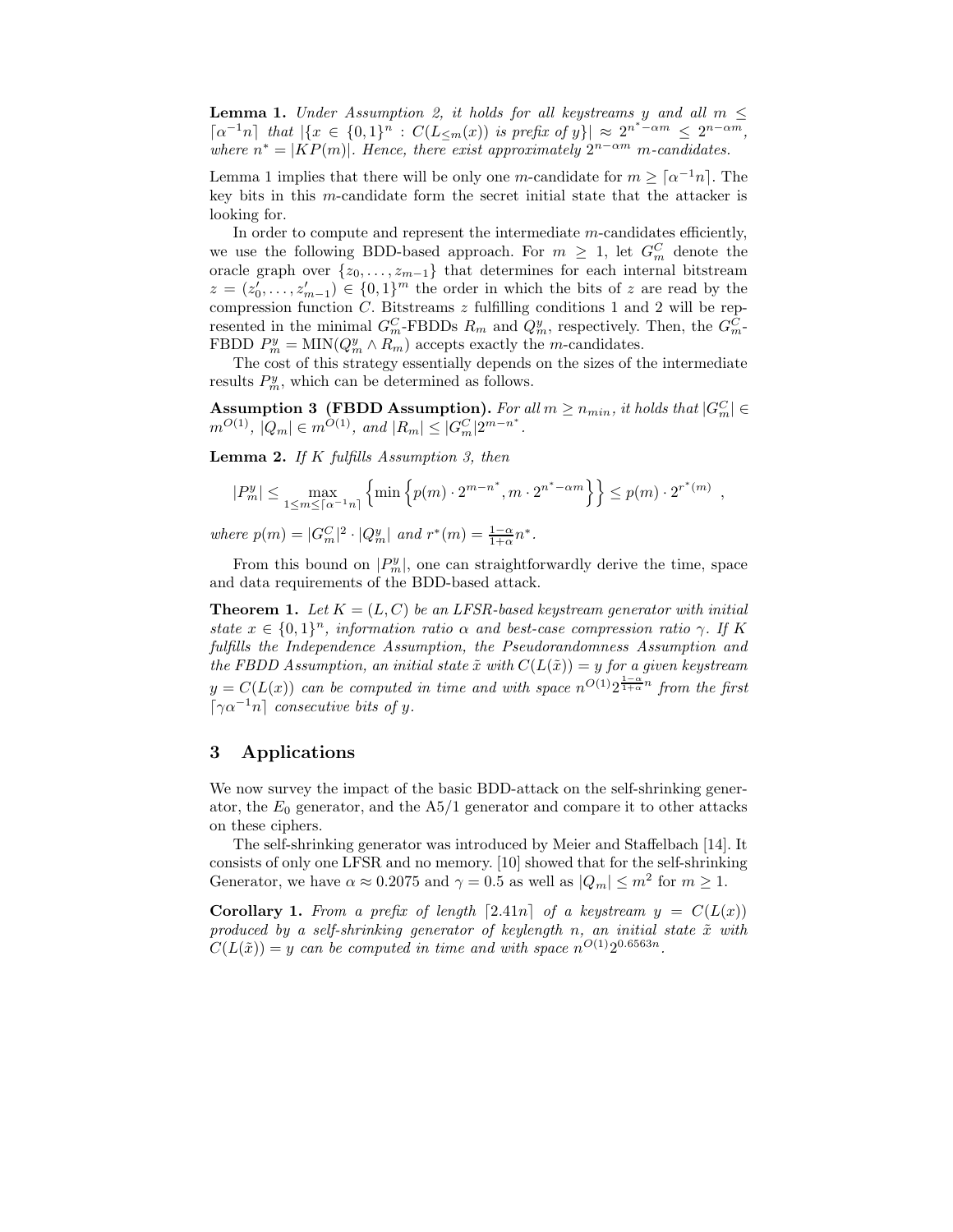**Lemma 1.** *Under Assumption 2, it holds for all keystreams $y$ and all $m \leq \lceil \alpha^{-1} n \rceil$ that $|\{x \in \{0,1\}^n : C(L_{\leq m}(x))$ is prefix of $y\}| \approx 2^{n^* - \alpha m} \leq 2^{n - \alpha m}$, where $n^* = |KP(m)|$. Hence, there exist approximately $2^{n-\alpha m}$ $m$-candidates.*

Lemma 1 implies that there will be only one $m$-candidate for $m \geq \lceil \alpha^{-1} n \rceil$. The key bits in this $m$-candidate form the secret initial state that the attacker is looking for.

In order to compute and represent the intermediate $m$-candidates efficiently, we use the following BDD-based approach. For $m \geq 1$, let $G_m^C$ denote the oracle graph over $\{z_0, \ldots, z_{m-1}\}$ that determines for each internal bitstream $z = (z'_0, \ldots, z'_{m-1}) \in \{0,1\}^m$ the order in which the bits of $z$ are read by the compression function $C$. Bitstreams $z$ fulfilling conditions 1 and 2 will be represented in the minimal $G_m^C$-FBDDs $R_m$ and $Q_m^y$, respectively. Then, the $G_m^C$-FBDD $P_m^y = \text{MIN}(Q_m^y \wedge R_m)$ accepts exactly the $m$-candidates.

The cost of this strategy essentially depends on the sizes of the intermediate results $P_m^y$, which can be determined as follows.

**Assumption 3 (FBDD Assumption).** *For all $m \geq n_{min}$, it holds that $|G_m^C| \in m^{O(1)}$, $|Q_m| \in m^{O(1)}$, and $|R_m| \leq |G_m^C| 2^{m-n^*}$.*

**Lemma 2.** *If $K$ fulfills Assumption 3, then*

$$|P_m^y| \leq \max_{1 \leq m \leq \lceil \alpha^{-1} n \rceil} \left\{ \min \left\{ p(m) \cdot 2^{m-n^*}, m \cdot 2^{n^* - \alpha m} \right\} \right\} \leq p(m) \cdot 2^{r^*(m)} ,$$

*where $p(m) = |G_m^C|^2 \cdot |Q_m^y|$ and $r^*(m) = \frac{1-\alpha}{1+\alpha} n^*$.*

From this bound on $|P_m^y|$, one can straightforwardly derive the time, space and data requirements of the BDD-based attack.

**Theorem 1.** *Let $K = (L, C)$ be an LFSR-based keystream generator with initial state $x \in \{0,1\}^n$, information ratio $\alpha$ and best-case compression ratio $\gamma$. If $K$ fulfills the Independence Assumption, the Pseudorandomness Assumption and the FBDD Assumption, an initial state $\tilde{x}$ with $C(L(\tilde{x})) = y$ for a given keystream $y = C(L(x))$ can be computed in time and with space $n^{O(1)} 2^{\frac{1-\alpha}{1+\alpha} n}$ from the first $\lceil \gamma \alpha^{-1} n \rceil$ consecutive bits of $y$.*

## 3 Applications

We now survey the impact of the basic BDD-attack on the self-shrinking generator, the $E_0$ generator, and the A5/1 generator and compare it to other attacks on these ciphers.

The self-shrinking generator was introduced by Meier and Staffelbach [14]. It consists of only one LFSR and no memory. [10] showed that for the self-shrinking Generator, we have $\alpha \approx 0.2075$ and $\gamma = 0.5$ as well as $|Q_m| \leq m^2$ for $m \geq 1$.

**Corollary 1.** *From a prefix of length $\lceil 2.41 n \rceil$ of a keystream $y = C(L(x))$ produced by a self-shrinking generator of keylength $n$, an initial state $\tilde{x}$ with $C(L(\tilde{x})) = y$ can be computed in time and with space $n^{O(1)} 2^{0.6563 n}$.*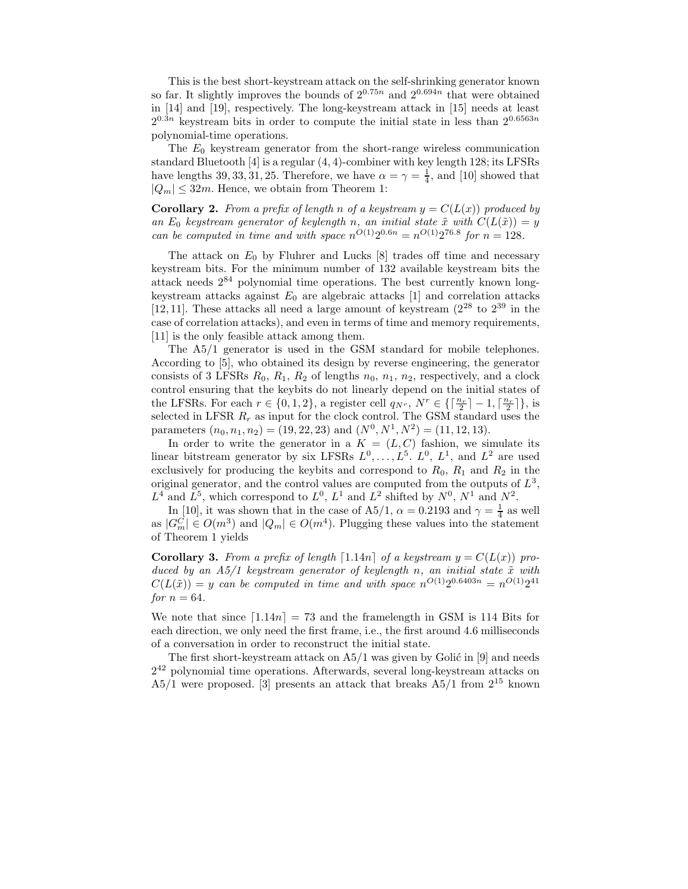This is the best short-keystream attack on the self-shrinking generator known so far. It slightly improves the bounds of $2^{0.75n}$ and $2^{0.694n}$ that were obtained in [14] and [19], respectively. The long-keystream attack in [15] needs at least $2^{0.3n}$ keystream bits in order to compute the initial state in less than $2^{0.6563n}$ polynomial-time operations.

The $E_0$ keystream generator from the short-range wireless communication standard Bluetooth [4] is a regular $(4,4)$-combiner with key length 128; its LFSRs have lengths 39, 33, 31, 25. Therefore, we have $\alpha = \gamma = \frac{1}{4}$, and [10] showed that $|Q_m| \leq 32m$. Hence, we obtain from Theorem 1:

**Corollary 2.** *From a prefix of length $n$ of a keystream $y = C(L(x))$ produced by an $E_0$ keystream generator of keylength $n$, an initial state $\tilde{x}$ with $C(L(\tilde{x})) = y$ can be computed in time and with space $n^{O(1)}2^{0.6n} = n^{O(1)}2^{76.8}$ for $n = 128$.*

The attack on $E_0$ by Fluhrer and Lucks [8] trades off time and necessary keystream bits. For the minimum number of 132 available keystream bits the attack needs $2^{84}$ polynomial time operations. The best currently known long-keystream attacks against $E_0$ are algebraic attacks [1] and correlation attacks [12, 11]. These attacks all need a large amount of keystream ($2^{28}$ to $2^{39}$ in the case of correlation attacks), and even in terms of time and memory requirements, [11] is the only feasible attack among them.

The A5/1 generator is used in the GSM standard for mobile telephones. According to [5], who obtained its design by reverse engineering, the generator consists of 3 LFSRs $R_0$, $R_1$, $R_2$ of lengths $n_0$, $n_1$, $n_2$, respectively, and a clock control ensuring that the keybits do not linearly depend on the initial states of the LFSRs. For each $r \in \{0, 1, 2\}$, a register cell $q_{N^r}$, $N^r \in \{\lceil \frac{n_r}{2} \rceil - 1, \lceil \frac{n_r}{2} \rceil\}$, is selected in LFSR $R_r$ as input for the clock control. The GSM standard uses the parameters $(n_0, n_1, n_2) = (19, 22, 23)$ and $(N^0, N^1, N^2) = (11, 12, 13)$.

In order to write the generator in a $K = (L, C)$ fashion, we simulate its linear bitstream generator by six LFSRs $L^0, \ldots, L^5$. $L^0$, $L^1$, and $L^2$ are used exclusively for producing the keybits and correspond to $R_0$, $R_1$ and $R_2$ in the original generator, and the control values are computed from the outputs of $L^3$, $L^4$ and $L^5$, which correspond to $L^0$, $L^1$ and $L^2$ shifted by $N^0$, $N^1$ and $N^2$.

In [10], it was shown that in the case of A5/1, $\alpha = 0.2193$ and $\gamma = \frac{1}{4}$ as well as $|G_m^C| \in O(m^3)$ and $|Q_m| \in O(m^4)$. Plugging these values into the statement of Theorem 1 yields

**Corollary 3.** *From a prefix of length $\lceil 1.14n \rceil$ of a keystream $y = C(L(x))$ produced by an A5/1 keystream generator of keylength $n$, an initial state $\tilde{x}$ with $C(L(\tilde{x})) = y$ can be computed in time and with space $n^{O(1)}2^{0.6403n} = n^{O(1)}2^{41}$ for $n = 64$.*

We note that since $\lceil 1.14n \rceil = 73$ and the framelength in GSM is 114 Bits for each direction, we only need the first frame, i.e., the first around 4.6 milliseconds of a conversation in order to reconstruct the initial state.

The first short-keystream attack on A5/1 was given by Golić in [9] and needs $2^{42}$ polynomial time operations. Afterwards, several long-keystream attacks on A5/1 were proposed. [3] presents an attack that breaks A5/1 from $2^{15}$ known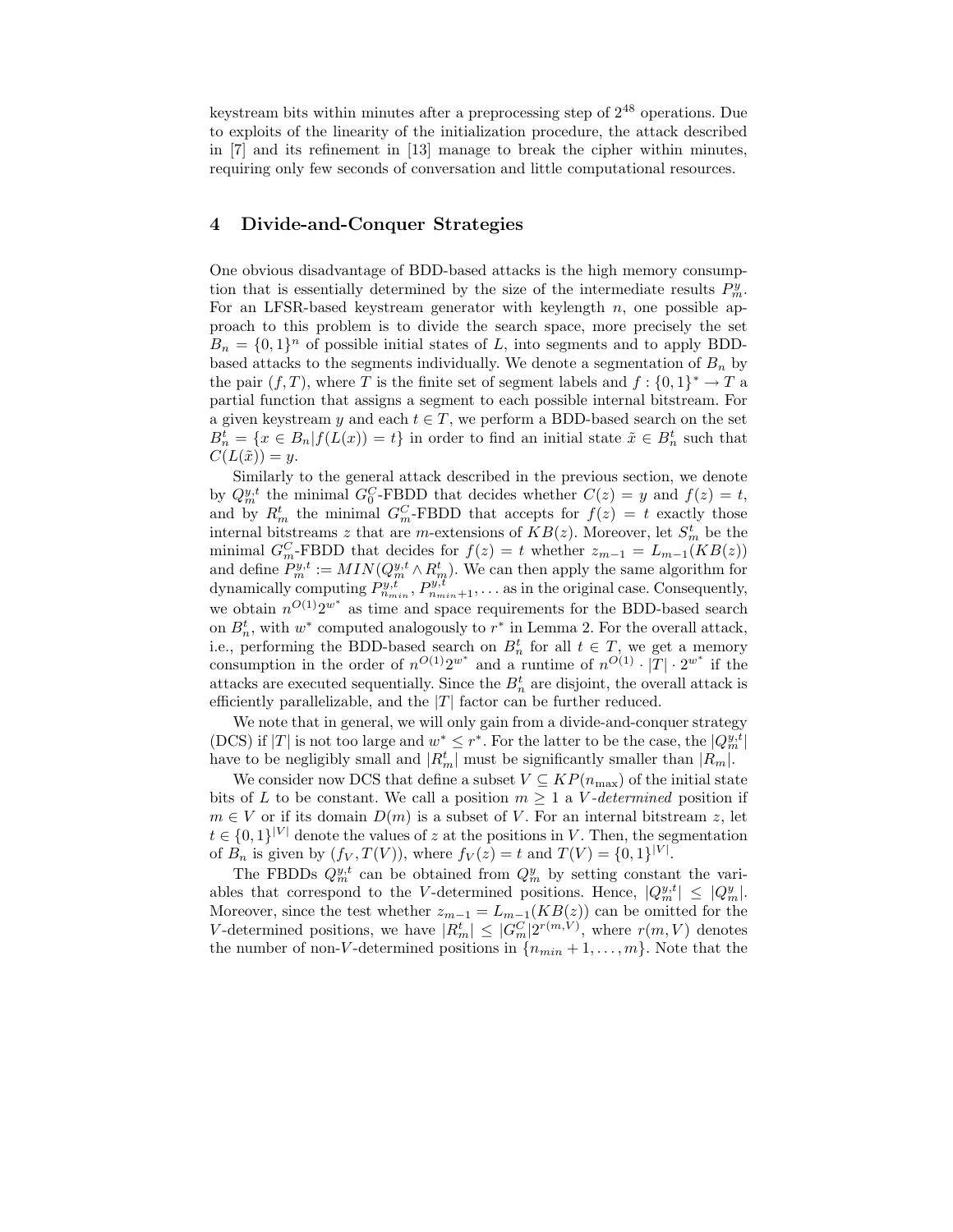keystream bits within minutes after a preprocessing step of $2^{48}$ operations. Due to exploits of the linearity of the initialization procedure, the attack described in [7] and its refinement in [13] manage to break the cipher within minutes, requiring only few seconds of conversation and little computational resources.

## 4 Divide-and-Conquer Strategies

One obvious disadvantage of BDD-based attacks is the high memory consumption that is essentially determined by the size of the intermediate results $P_m^y$. For an LFSR-based keystream generator with keylength $n$, one possible approach to this problem is to divide the search space, more precisely the set $B_n = \{0,1\}^n$ of possible initial states of $L$, into segments and to apply BDD-based attacks to the segments individually. We denote a segmentation of $B_n$ by the pair $(f, T)$, where $T$ is the finite set of segment labels and $f : \{0,1\}^* \to T$ a partial function that assigns a segment to each possible internal bitstream. For a given keystream $y$ and each $t \in T$, we perform a BDD-based search on the set $B_n^t = \{x \in B_n | f(L(x)) = t\}$ in order to find an initial state $\tilde{x} \in B_n^t$ such that $C(L(\tilde{x})) = y$.

Similarly to the general attack described in the previous section, we denote by $Q_m^{y,t}$ the minimal $G_0^C$-FBDD that decides whether $C(z) = y$ and $f(z) = t$, and by $R_m^t$ the minimal $G_m^C$-FBDD that accepts for $f(z) = t$ exactly those internal bitstreams $z$ that are $m$-extensions of $KB(z)$. Moreover, let $S_m^t$ be the minimal $G_m^C$-FBDD that decides for $f(z) = t$ whether $z_{m-1} = L_{m-1}(KB(z))$ and define $P_m^{y,t} := MIN(Q_m^{y,t} \wedge R_m^t)$. We can then apply the same algorithm for dynamically computing $P_{n_{min}}^{y,t}, P_{n_{min}+1}^{y,t}, \ldots$ as in the original case. Consequently, we obtain $n^{O(1)} 2^{w^*}$ as time and space requirements for the BDD-based search on $B_n^t$, with $w^*$ computed analogously to $r^*$ in Lemma 2. For the overall attack, i.e., performing the BDD-based search on $B_n^t$ for all $t \in T$, we get a memory consumption in the order of $n^{O(1)} 2^{w^*}$ and a runtime of $n^{O(1)} \cdot |T| \cdot 2^{w^*}$ if the attacks are executed sequentially. Since the $B_n^t$ are disjoint, the overall attack is efficiently parallelizable, and the $|T|$ factor can be further reduced.

We note that in general, we will only gain from a divide-and-conquer strategy (DCS) if $|T|$ is not too large and $w^* \leq r^*$. For the latter to be the case, the $|Q_m^{y,t}|$ have to be negligibly small and $|R_m^t|$ must be significantly smaller than $|R_m|$.

We consider now DCS that define a subset $V \subseteq KP(n_{\max})$ of the initial state bits of $L$ to be constant. We call a position $m \geq 1$ a *$V$-determined* position if $m \in V$ or if its domain $D(m)$ is a subset of $V$. For an internal bitstream $z$, let $t \in \{0,1\}^{|V|}$ denote the values of $z$ at the positions in $V$. Then, the segmentation of $B_n$ is given by $(f_V, T(V))$, where $f_V(z) = t$ and $T(V) = \{0,1\}^{|V|}$.

The FBDDs $Q_m^{y,t}$ can be obtained from $Q_m^y$ by setting constant the variables that correspond to the $V$-determined positions. Hence, $|Q_m^{y,t}| \leq |Q_m^y|$. Moreover, since the test whether $z_{m-1} = L_{m-1}(KB(z))$ can be omitted for the $V$-determined positions, we have $|R_m^t| \leq |G_m^C| 2^{r(m,V)}$, where $r(m,V)$ denotes the number of non-$V$-determined positions in $\{n_{min}+1, \ldots, m\}$. Note that the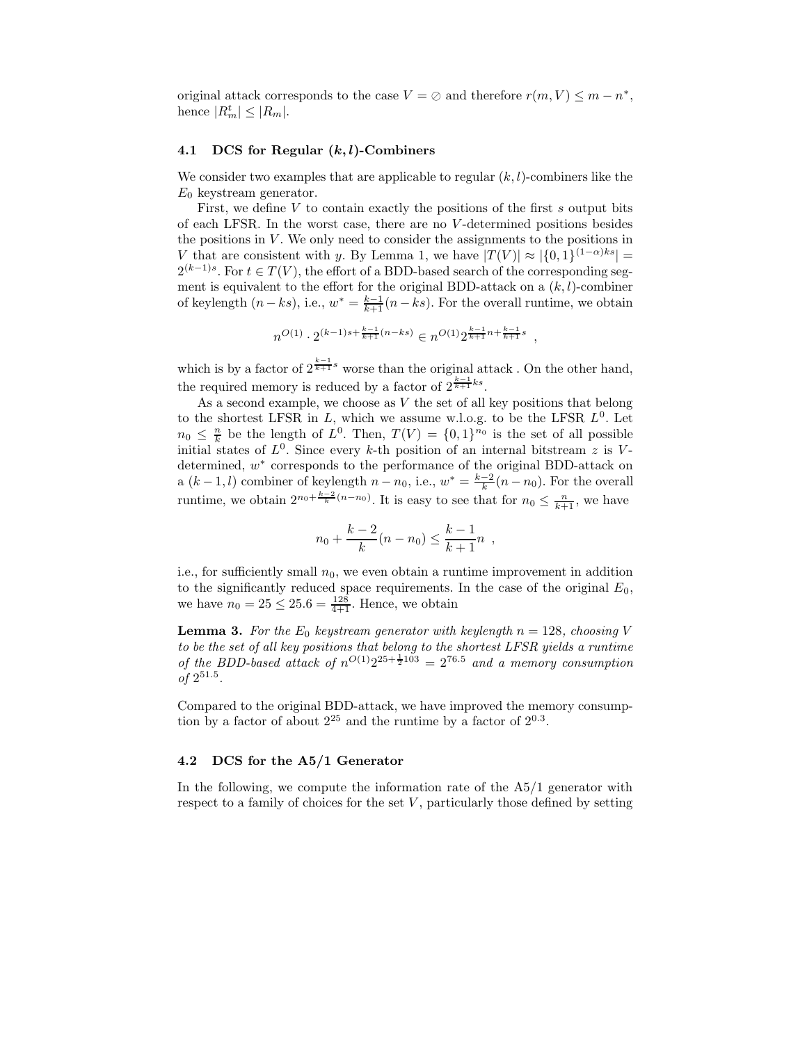original attack corresponds to the case $V = \oslash$ and therefore $r(m, V) \leq m - n^*$, hence $|R^t_m| \leq |R_m|$.

### 4.1 DCS for Regular $(k, l)$-Combiners

We consider two examples that are applicable to regular $(k, l)$-combiners like the $E_0$ keystream generator.

First, we define $V$ to contain exactly the positions of the first $s$ output bits of each LFSR. In the worst case, there are no $V$-determined positions besides the positions in $V$. We only need to consider the assignments to the positions in $V$ that are consistent with $y$. By Lemma 1, we have $|T(V)| \approx |\{0,1\}^{(1-\alpha)ks}| = 2^{(k-1)s}$. For $t \in T(V)$, the effort of a BDD-based search of the corresponding segment is equivalent to the effort for the original BDD-attack on a $(k, l)$-combiner of keylength $(n - ks)$, i.e., $w^* = \frac{k-1}{k+1}(n - ks)$. For the overall runtime, we obtain

$$n^{O(1)} \cdot 2^{(k-1)s + \frac{k-1}{k+1}(n-ks)} \in n^{O(1)} 2^{\frac{k-1}{k+1}n + \frac{k-1}{k+1}s} \ ,$$

which is by a factor of $2^{\frac{k-1}{k+1}s}$ worse than the original attack . On the other hand, the required memory is reduced by a factor of $2^{\frac{k-1}{k+1}ks}$.

As a second example, we choose as $V$ the set of all key positions that belong to the shortest LFSR in $L$, which we assume w.l.o.g. to be the LFSR $L^0$. Let $n_0 \leq \frac{n}{k}$ be the length of $L^0$. Then, $T(V) = \{0,1\}^{n_0}$ is the set of all possible initial states of $L^0$. Since every $k$-th position of an internal bitstream $z$ is $V$-determined, $w^*$ corresponds to the performance of the original BDD-attack on a $(k-1, l)$ combiner of keylength $n - n_0$, i.e., $w^* = \frac{k-2}{k}(n - n_0)$. For the overall runtime, we obtain $2^{n_0 + \frac{k-2}{k}(n-n_0)}$. It is easy to see that for $n_0 \leq \frac{n}{k+1}$, we have

$$n_0 + \frac{k-2}{k}(n - n_0) \leq \frac{k-1}{k+1}n \ ,$$

i.e., for sufficiently small $n_0$, we even obtain a runtime improvement in addition to the significantly reduced space requirements. In the case of the original $E_0$, we have $n_0 = 25 \leq 25.6 = \frac{128}{4+1}$. Hence, we obtain

**Lemma 3.** *For the $E_0$ keystream generator with keylength $n = 128$, choosing $V$ to be the set of all key positions that belong to the shortest LFSR yields a runtime of the BDD-based attack of $n^{O(1)} 2^{25 + \frac{1}{2}103} = 2^{76.5}$ and a memory consumption of $2^{51.5}$.*

Compared to the original BDD-attack, we have improved the memory consumption by a factor of about $2^{25}$ and the runtime by a factor of $2^{0.3}$.

### 4.2 DCS for the A5/1 Generator

In the following, we compute the information rate of the A5/1 generator with respect to a family of choices for the set $V$, particularly those defined by setting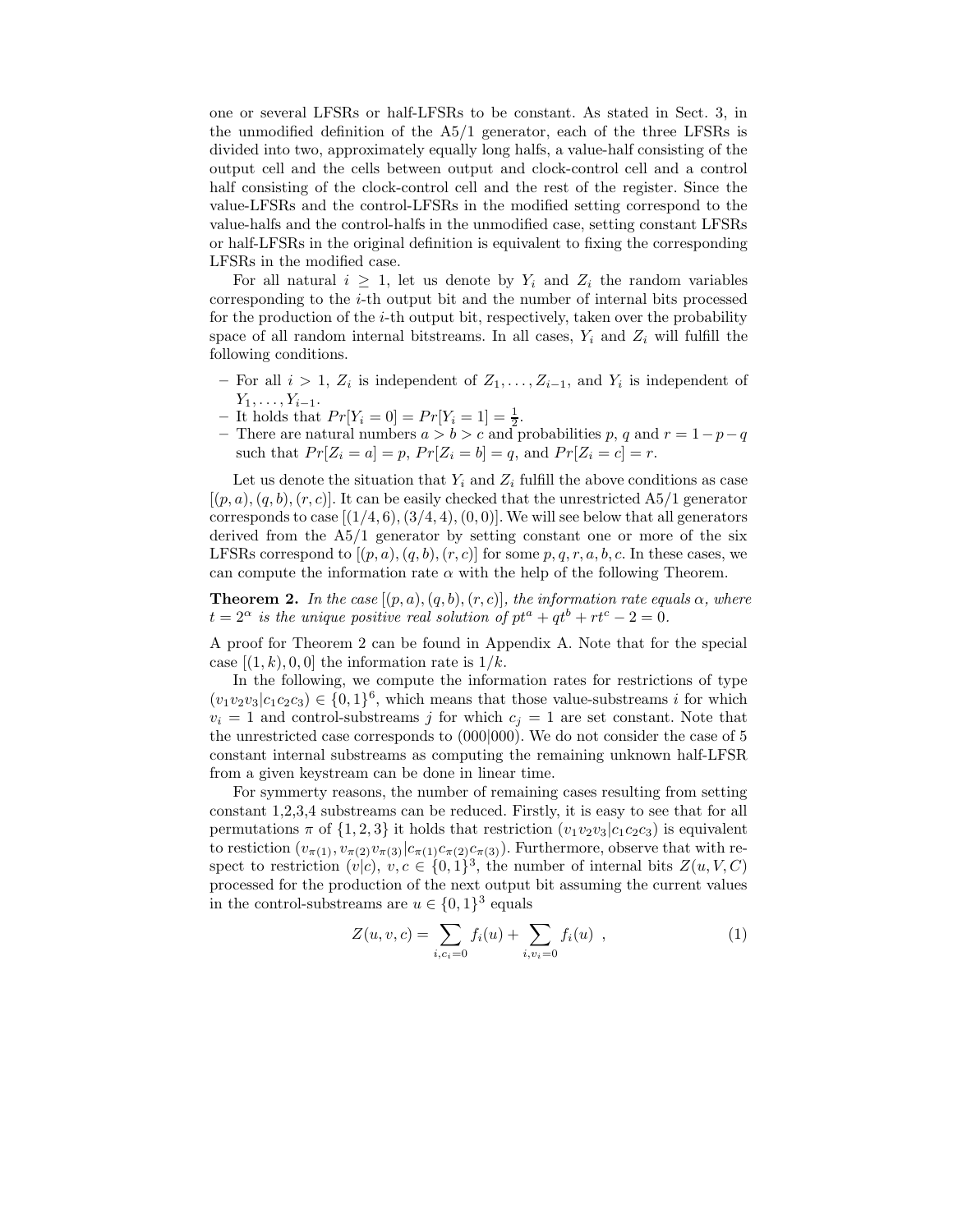one or several LFSRs or half-LFSRs to be constant. As stated in Sect. 3, in the unmodified definition of the A5/1 generator, each of the three LFSRs is divided into two, approximately equally long halfs, a value-half consisting of the output cell and the cells between output and clock-control cell and a control half consisting of the clock-control cell and the rest of the register. Since the value-LFSRs and the control-LFSRs in the modified setting correspond to the value-halfs and the control-halfs in the unmodified case, setting constant LFSRs or half-LFSRs in the original definition is equivalent to fixing the corresponding LFSRs in the modified case.

For all natural $i \geq 1$, let us denote by $Y_i$ and $Z_i$ the random variables corresponding to the $i$-th output bit and the number of internal bits processed for the production of the $i$-th output bit, respectively, taken over the probability space of all random internal bitstreams. In all cases, $Y_i$ and $Z_i$ will fulfill the following conditions.

- For all $i > 1$, $Z_i$ is independent of $Z_1, \ldots, Z_{i-1}$, and $Y_i$ is independent of $Y_1, \ldots, Y_{i-1}$.
- It holds that $Pr[Y_i = 0] = Pr[Y_i = 1] = \frac{1}{2}$.
- There are natural numbers $a > b > c$ and probabilities $p$, $q$ and $r = 1-p-q$ such that $Pr[Z_i = a] = p$, $Pr[Z_i = b] = q$, and $Pr[Z_i = c] = r$.

Let us denote the situation that $Y_i$ and $Z_i$ fulfill the above conditions as case $[(p,a),(q,b),(r,c)]$. It can be easily checked that the unrestricted A5/1 generator corresponds to case $[(1/4,6),(3/4,4),(0,0)]$. We will see below that all generators derived from the A5/1 generator by setting constant one or more of the six LFSRs correspond to $[(p,a),(q,b),(r,c)]$ for some $p,q,r,a,b,c$. In these cases, we can compute the information rate $\alpha$ with the help of the following Theorem.

**Theorem 2.** *In the case $[(p,a),(q,b),(r,c)]$, the information rate equals $\alpha$, where $t = 2^{\alpha}$ is the unique positive real solution of $pt^a + qt^b + rt^c - 2 = 0$.*

A proof for Theorem 2 can be found in Appendix A. Note that for the special case $[(1,k),0,0]$ the information rate is $1/k$.

In the following, we compute the information rates for restrictions of type $(v_1v_2v_3|c_1c_2c_3) \in \{0,1\}^6$, which means that those value-substreams $i$ for which $v_i = 1$ and control-substreams $j$ for which $c_j = 1$ are set constant. Note that the unrestricted case corresponds to $(000|000)$. We do not consider the case of 5 constant internal substreams as computing the remaining unknown half-LFSR from a given keystream can be done in linear time.

For symmetry reasons, the number of remaining cases resulting from setting constant 1,2,3,4 substreams can be reduced. Firstly, it is easy to see that for all permutations $\pi$ of $\{1,2,3\}$ it holds that restriction $(v_1v_2v_3|c_1c_2c_3)$ is equivalent to restiction $(v_{\pi(1)}, v_{\pi(2)}v_{\pi(3)}|c_{\pi(1)}c_{\pi(2)}c_{\pi(3)})$. Furthermore, observe that with respect to restriction $(v|c)$, $v,c \in \{0,1\}^3$, the number of internal bits $Z(u,V,C)$ processed for the production of the next output bit assuming the current values in the control-substreams are $u \in \{0,1\}^3$ equals

$$Z(u,v,c) = \sum_{i,c_i=0} f_i(u) + \sum_{i,v_i=0} f_i(u) \ , \tag{1}$$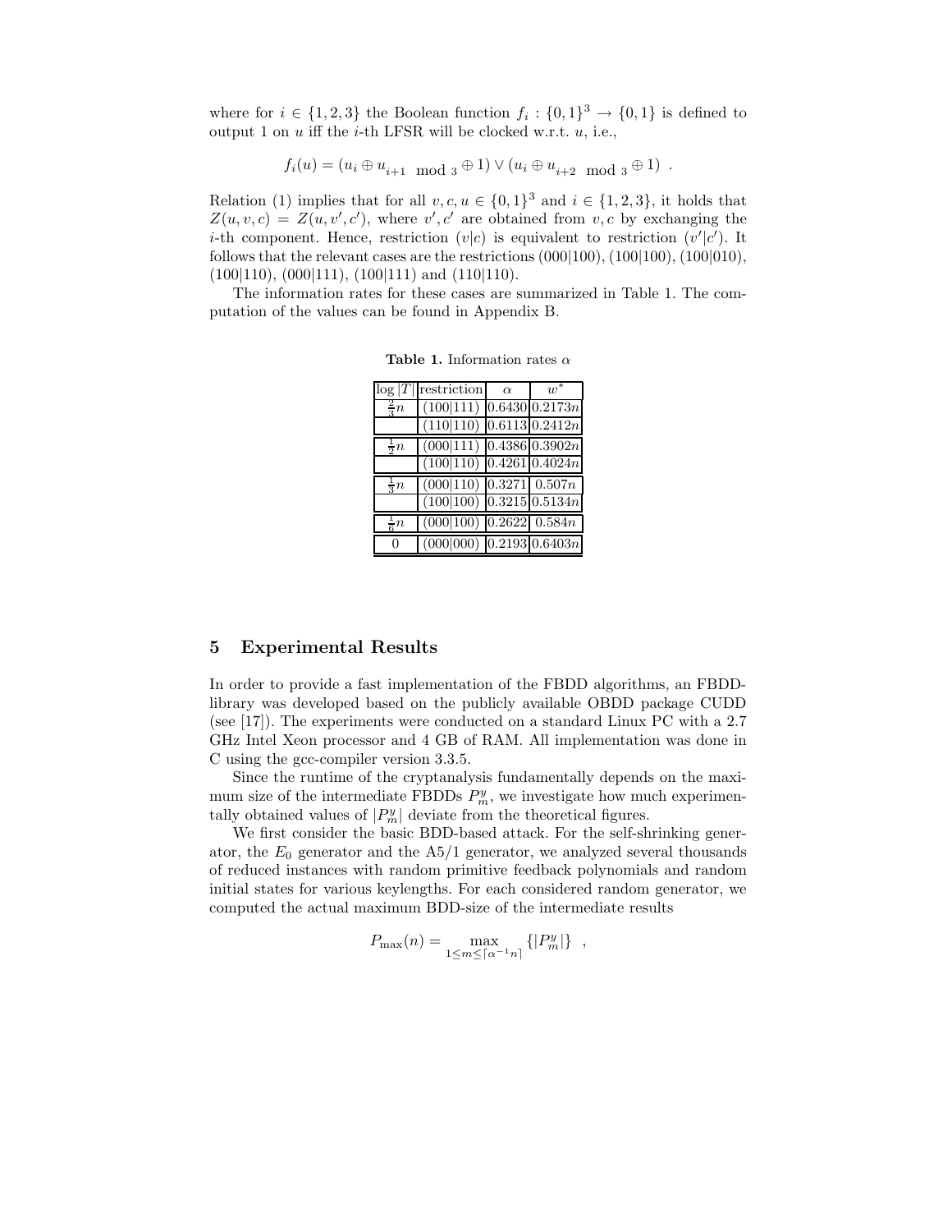where for $i \in \{1, 2, 3\}$ the Boolean function $f_i : \{0, 1\}^3 \to \{0, 1\}$ is defined to output 1 on $u$ iff the $i$-th LFSR will be clocked w.r.t. $u$, i.e.,

$$f_i(u) = (u_i \oplus u_{i+1 \mod 3} \oplus 1) \vee (u_i \oplus u_{i+2 \mod 3} \oplus 1) \ .$$

Relation (1) implies that for all $v, c, u \in \{0, 1\}^3$ and $i \in \{1, 2, 3\}$, it holds that $Z(u, v, c) = Z(u, v', c')$, where $v', c'$ are obtained from $v, c$ by exchanging the $i$-th component. Hence, restriction $(v|c)$ is equivalent to restriction $(v'|c')$. It follows that the relevant cases are the restrictions (000|100), (100|100), (100|010), (100|110), (000|111), (100|111) and (110|110).

The information rates for these cases are summarized in Table 1. The computation of the values can be found in Appendix B.

**Table 1.** Information rates $\alpha$

| $\log \|T\|$ | restriction | $\alpha$ | $w^*$ |
|---|---|---|---|
| $\frac{2}{3}n$ | (100\|111) | 0.6430 | $0.2173n$ |
| | (110\|110) | 0.6113 | $0.2412n$ |
| $\frac{1}{2}n$ | (000\|111) | 0.4386 | $0.3902n$ |
| | (100\|110) | 0.4261 | $0.4024n$ |
| $\frac{1}{3}n$ | (000\|110) | 0.3271 | $0.507n$ |
| | (100\|100) | 0.3215 | $0.5134n$ |
| $\frac{1}{6}n$ | (000\|100) | 0.2622 | $0.584n$ |
| 0 | (000\|000) | 0.2193 | $0.6403n$ |

## 5 Experimental Results

In order to provide a fast implementation of the FBDD algorithms, an FBDD-library was developed based on the publicly available OBDD package CUDD (see [17]). The experiments were conducted on a standard Linux PC with a 2.7 GHz Intel Xeon processor and 4 GB of RAM. All implementation was done in C using the gcc-compiler version 3.3.5.

Since the runtime of the cryptanalysis fundamentally depends on the maximum size of the intermediate FBDDs $P_m^y$, we investigate how much experimentally obtained values of $|P_m^y|$ deviate from the theoretical figures.

We first consider the basic BDD-based attack. For the self-shrinking generator, the $E_0$ generator and the A5/1 generator, we analyzed several thousands of reduced instances with random primitive feedback polynomials and random initial states for various keylengths. For each considered random generator, we computed the actual maximum BDD-size of the intermediate results

$$P_{\max}(n) = \max_{1 \le m \le \lceil \alpha^{-1} n \rceil} \{|P_m^y|\} \ ,$$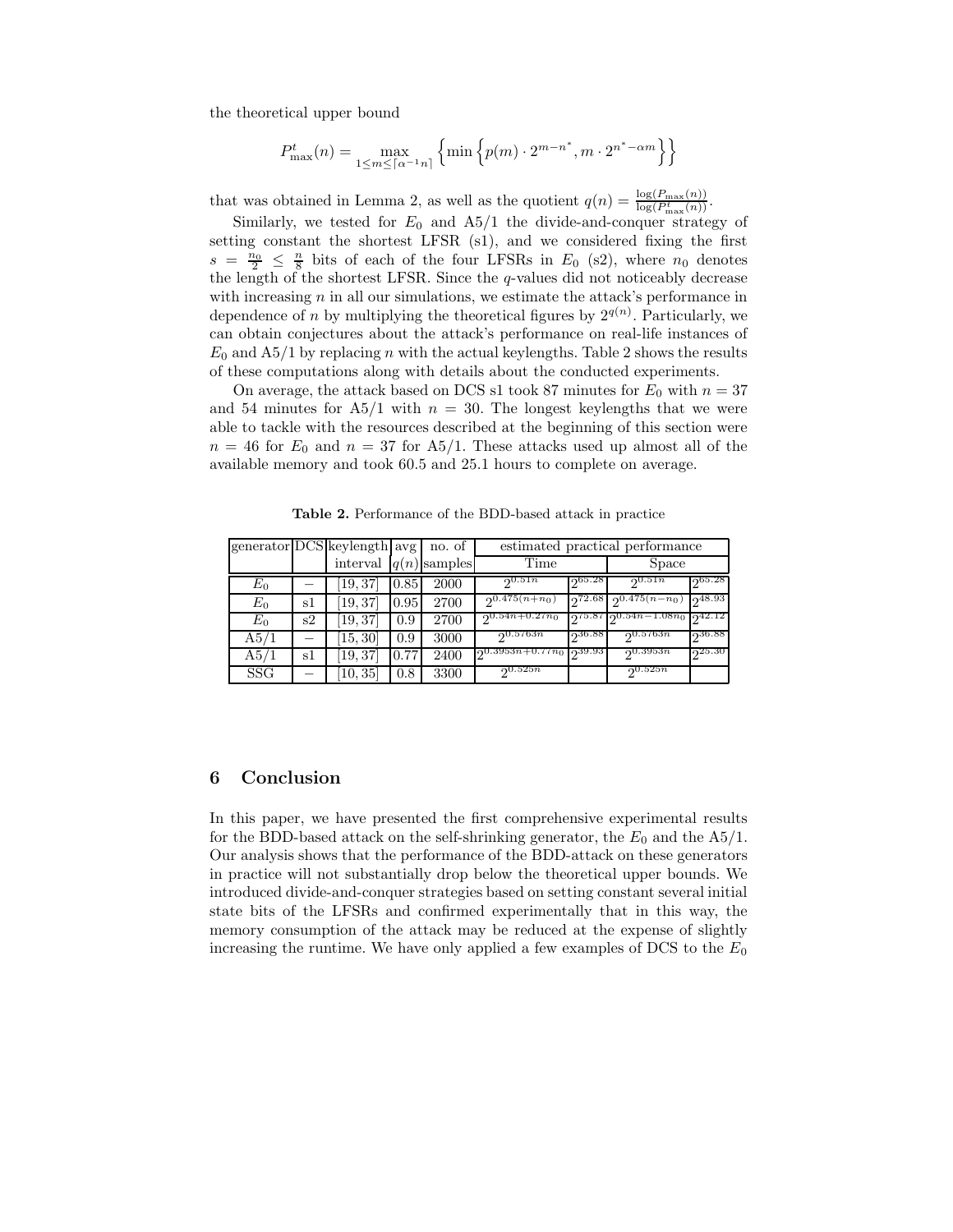the theoretical upper bound

$$P^t_{\max}(n) = \max_{1 \leq m \leq \lceil \alpha^{-1} n \rceil} \left\{ \min \left\{ p(m) \cdot 2^{m-n^*}, m \cdot 2^{n^*-\alpha m} \right\} \right\}$$

that was obtained in Lemma 2, as well as the quotient $q(n) = \frac{\log(P_{\max}(n))}{\log(P^t_{\max}(n))}$.

Similarly, we tested for $E_0$ and A5/1 the divide-and-conquer strategy of setting constant the shortest LFSR (s1), and we considered fixing the first $s = \frac{n_0}{2} \leq \frac{n}{8}$ bits of each of the four LFSRs in $E_0$ (s2), where $n_0$ denotes the length of the shortest LFSR. Since the $q$-values did not noticeably decrease with increasing $n$ in all our simulations, we estimate the attack's performance in dependence of $n$ by multiplying the theoretical figures by $2^{q(n)}$. Particularly, we can obtain conjectures about the attack's performance on real-life instances of $E_0$ and A5/1 by replacing $n$ with the actual keylengths. Table 2 shows the results of these computations along with details about the conducted experiments.

On average, the attack based on DCS s1 took 87 minutes for $E_0$ with $n = 37$ and 54 minutes for A5/1 with $n = 30$. The longest keylengths that we were able to tackle with the resources described at the beginning of this section were $n = 46$ for $E_0$ and $n = 37$ for A5/1. These attacks used up almost all of the available memory and took 60.5 and 25.1 hours to complete on average.

**Table 2.** Performance of the BDD-based attack in practice

| generator | DCS | keylength interval | avg $q(n)$ | no. of samples | estimated practical performance | | | |
|---|---|---|---|---|---|---|---|---|
| | | | | | Time | | Space | |
| $E_0$ | – | $[19, 37]$ | 0.85 | 2000 | $2^{0.51n}$ | $2^{65.28}$ | $2^{0.51n}$ | $2^{65.28}$ |
| $E_0$ | s1 | $[19, 37]$ | 0.95 | 2700 | $2^{0.475(n+n_0)}$ | $2^{72.68}$ | $2^{0.475(n-n_0)}$ | $2^{48.93}$ |
| $E_0$ | s2 | $[19, 37]$ | 0.9 | 2700 | $2^{0.54n+0.27n_0}$ | $2^{75.87}$ | $2^{0.54n-1.08n_0}$ | $2^{42.12}$ |
| A5/1 | – | $[15, 30]$ | 0.9 | 3000 | $2^{0.5763n}$ | $2^{36.88}$ | $2^{0.5763n}$ | $2^{36.88}$ |
| A5/1 | s1 | $[19, 37]$ | 0.77 | 2400 | $2^{0.3953n+0.77n_0}$ | $2^{39.93}$ | $2^{0.3953n}$ | $2^{25.30}$ |
| SSG | – | $[10, 35]$ | 0.8 | 3300 | $2^{0.525n}$ | | $2^{0.525n}$ | |

## 6 Conclusion

In this paper, we have presented the first comprehensive experimental results for the BDD-based attack on the self-shrinking generator, the $E_0$ and the A5/1. Our analysis shows that the performance of the BDD-attack on these generators in practice will not substantially drop below the theoretical upper bounds. We introduced divide-and-conquer strategies based on setting constant several initial state bits of the LFSRs and confirmed experimentally that in this way, the memory consumption of the attack may be reduced at the expense of slightly increasing the runtime. We have only applied a few examples of DCS to the $E_0$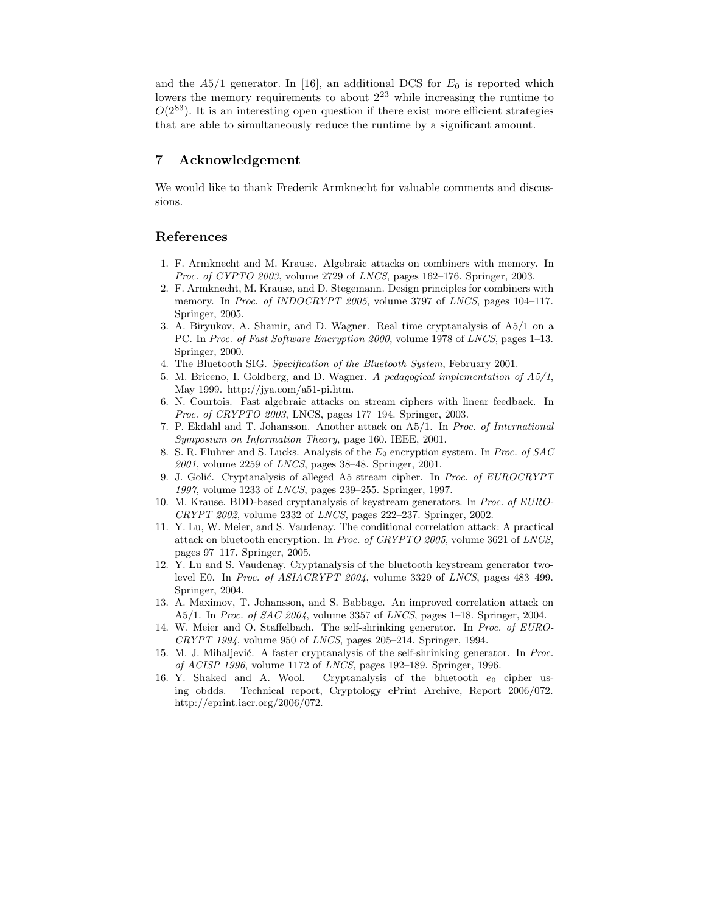and the $A5/1$ generator. In [16], an additional DCS for $E_0$ is reported which lowers the memory requirements to about $2^{23}$ while increasing the runtime to $O(2^{83})$. It is an interesting open question if there exist more efficient strategies that are able to simultaneously reduce the runtime by a significant amount.

## 7 Acknowledgement

We would like to thank Frederik Armknecht for valuable comments and discussions.

## References

1. F. Armknecht and M. Krause. Algebraic attacks on combiners with memory. In *Proc. of CYPTO 2003*, volume 2729 of *LNCS*, pages 162–176. Springer, 2003.
2. F. Armknecht, M. Krause, and D. Stegemann. Design principles for combiners with memory. In *Proc. of INDOCRYPT 2005*, volume 3797 of *LNCS*, pages 104–117. Springer, 2005.
3. A. Biryukov, A. Shamir, and D. Wagner. Real time cryptanalysis of A5/1 on a PC. In *Proc. of Fast Software Encryption 2000*, volume 1978 of *LNCS*, pages 1–13. Springer, 2000.
4. The Bluetooth SIG. *Specification of the Bluetooth System*, February 2001.
5. M. Briceno, I. Goldberg, and D. Wagner. *A pedagogical implementation of A5/1*, May 1999. http://jya.com/a51-pi.htm.
6. N. Courtois. Fast algebraic attacks on stream ciphers with linear feedback. In *Proc. of CRYPTO 2003*, LNCS, pages 177–194. Springer, 2003.
7. P. Ekdahl and T. Johansson. Another attack on A5/1. In *Proc. of International Symposium on Information Theory*, page 160. IEEE, 2001.
8. S. R. Fluhrer and S. Lucks. Analysis of the $E_0$ encryption system. In *Proc. of SAC 2001*, volume 2259 of *LNCS*, pages 38–48. Springer, 2001.
9. J. Golić. Cryptanalysis of alleged A5 stream cipher. In *Proc. of EUROCRYPT 1997*, volume 1233 of *LNCS*, pages 239–255. Springer, 1997.
10. M. Krause. BDD-based cryptanalysis of keystream generators. In *Proc. of EUROCRYPT 2002*, volume 2332 of *LNCS*, pages 222–237. Springer, 2002.
11. Y. Lu, W. Meier, and S. Vaudenay. The conditional correlation attack: A practical attack on bluetooth encryption. In *Proc. of CRYPTO 2005*, volume 3621 of *LNCS*, pages 97–117. Springer, 2005.
12. Y. Lu and S. Vaudenay. Cryptanalysis of the bluetooth keystream generator two-level E0. In *Proc. of ASIACRYPT 2004*, volume 3329 of *LNCS*, pages 483–499. Springer, 2004.
13. A. Maximov, T. Johansson, and S. Babbage. An improved correlation attack on A5/1. In *Proc. of SAC 2004*, volume 3357 of *LNCS*, pages 1–18. Springer, 2004.
14. W. Meier and O. Staffelbach. The self-shrinking generator. In *Proc. of EUROCRYPT 1994*, volume 950 of *LNCS*, pages 205–214. Springer, 1994.
15. M. J. Mihaljević. A faster cryptanalysis of the self-shrinking generator. In *Proc. of ACISP 1996*, volume 1172 of *LNCS*, pages 192–189. Springer, 1996.
16. Y. Shaked and A. Wool. Cryptanalysis of the bluetooth $e_0$ cipher using obdds. Technical report, Cryptology ePrint Archive, Report 2006/072. http://eprint.iacr.org/2006/072.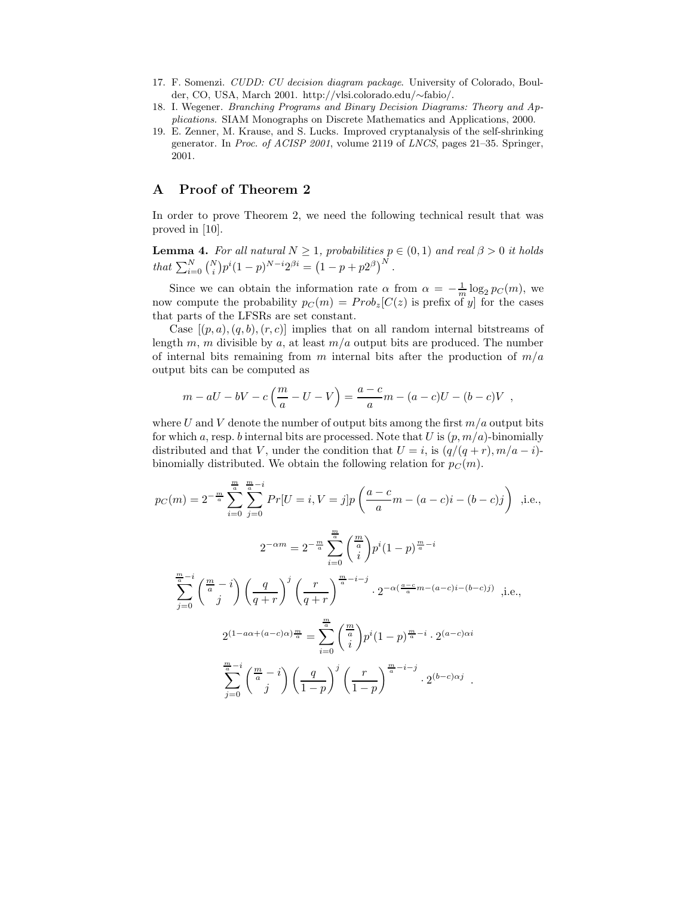17. F. Somenzi. *CUDD: CU decision diagram package*. University of Colorado, Boulder, CO, USA, March 2001. http://vlsi.colorado.edu/~fabio/.
18. I. Wegener. *Branching Programs and Binary Decision Diagrams: Theory and Applications*. SIAM Monographs on Discrete Mathematics and Applications, 2000.
19. E. Zenner, M. Krause, and S. Lucks. Improved cryptanalysis of the self-shrinking generator. In *Proc. of ACISP 2001*, volume 2119 of *LNCS*, pages 21–35. Springer, 2001.

## A Proof of Theorem 2

In order to prove Theorem 2, we need the following technical result that was proved in [10].

**Lemma 4.** *For all natural $N \geq 1$, probabilities $p \in (0,1)$ and real $\beta > 0$ it holds that $\sum_{i=0}^{N} \binom{N}{i} p^i (1-p)^{N-i} 2^{\beta i} = \left(1 - p + p2^{\beta}\right)^N$.*

Since we can obtain the information rate $\alpha$ from $\alpha = -\frac{1}{m}\log_2 p_C(m)$, we now compute the probability $p_C(m) = Prob_z[C(z) \text{ is prefix of } y]$ for the cases that parts of the LFSRs are set constant.

Case $[(p,a),(q,b),(r,c)]$ implies that on all random internal bitstreams of length $m$, $m$ divisible by $a$, at least $m/a$ output bits are produced. The number of internal bits remaining from $m$ internal bits after the production of $m/a$ output bits can be computed as

$$m - aU - bV - c\left(\frac{m}{a} - U - V\right) = \frac{a-c}{a}m - (a-c)U - (b-c)V \ ,$$

where $U$ and $V$ denote the number of output bits among the first $m/a$ output bits for which $a$, resp. $b$ internal bits are processed. Note that $U$ is $(p, m/a)$-binomially distributed and that $V$, under the condition that $U = i$, is $(q/(q+r), m/a - i)$-binomially distributed. We obtain the following relation for $p_C(m)$.

$$p_C(m) = 2^{-\frac{m}{a}} \sum_{i=0}^{\frac{m}{a}} \sum_{j=0}^{\frac{m}{a}-i} Pr[U=i, V=j] p\left(\frac{a-c}{a}m - (a-c)i - (b-c)j\right) \ \text{,i.e.,}$$

$$2^{-\alpha m} = 2^{-\frac{m}{a}} \sum_{i=0}^{\frac{m}{a}} \binom{\frac{m}{a}}{i} p^i (1-p)^{\frac{m}{a}-i}$$

$$\sum_{j=0}^{\frac{m}{a}-i} \binom{\frac{m}{a}-i}{j} \left(\frac{q}{q+r}\right)^j \left(\frac{r}{q+r}\right)^{\frac{m}{a}-i-j} \cdot 2^{-\alpha\left(\frac{a-c}{a}m - (a-c)i - (b-c)j\right)} \ \text{,i.e.,}$$

$$2^{(1-a\alpha+(a-c)\alpha)\frac{m}{a}} = \sum_{i=0}^{\frac{m}{a}} \binom{\frac{m}{a}}{i} p^i (1-p)^{\frac{m}{a}-i} \cdot 2^{(a-c)\alpha i}$$

$$\sum_{j=0}^{\frac{m}{a}-i} \binom{\frac{m}{a}-i}{j} \left(\frac{q}{1-p}\right)^j \left(\frac{r}{1-p}\right)^{\frac{m}{a}-i-j} \cdot 2^{(b-c)\alpha j} \ .$$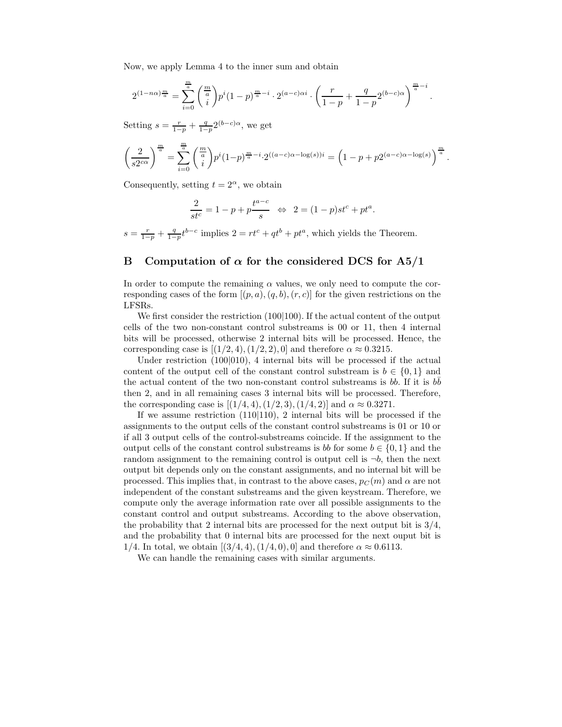Now, we apply Lemma 4 to the inner sum and obtain

$$2^{(1-n\alpha)\frac{m}{a}} = \sum_{i=0}^{\frac{m}{a}} \binom{\frac{m}{a}}{i} p^i (1-p)^{\frac{m}{a}-i} \cdot 2^{(a-c)\alpha i} \cdot \left( \frac{r}{1-p} + \frac{q}{1-p} 2^{(b-c)\alpha} \right)^{\frac{m}{a}-i}.$$

Setting $s = \frac{r}{1-p} + \frac{q}{1-p} 2^{(b-c)\alpha}$, we get

$$\left( \frac{2}{s 2^{c\alpha}} \right)^{\frac{m}{a}} = \sum_{i=0}^{\frac{m}{a}} \binom{\frac{m}{a}}{i} p^i (1-p)^{\frac{m}{a}-i} \cdot 2^{((a-c)\alpha - \log(s))i} = \left( 1 - p + p 2^{(a-c)\alpha - \log(s)} \right)^{\frac{m}{a}}.$$

Consequently, setting $t = 2^\alpha$, we obtain

$$\frac{2}{st^c} = 1 - p + p\frac{t^{a-c}}{s} \;\;\Leftrightarrow\;\; 2 = (1-p)st^c + pt^a.$$

$s = \frac{r}{1-p} + \frac{q}{1-p} t^{b-c}$ implies $2 = rt^c + qt^b + pt^a$, which yields the Theorem.

## B Computation of $\alpha$ for the considered DCS for A5/1

In order to compute the remaining $\alpha$ values, we only need to compute the corresponding cases of the form $[(p,a),(q,b),(r,c)]$ for the given restrictions on the LFSRs.

We first consider the restriction (100|100). If the actual content of the output cells of the two non-constant control substreams is 00 or 11, then 4 internal bits will be processed, otherwise 2 internal bits will be processed. Hence, the corresponding case is $[(1/2, 4), (1/2, 2), 0]$ and therefore $\alpha \approx 0.3215$.

Under restriction (100|010), 4 internal bits will be processed if the actual content of the output cell of the constant control substream is $b \in \{0,1\}$ and the actual content of the two non-constant control substreams is $bb$. If it is $\bar{b}\bar{b}$ then 2, and in all remaining cases 3 internal bits will be processed. Therefore, the corresponding case is $[(1/4, 4), (1/2, 3), (1/4, 2)]$ and $\alpha \approx 0.3271$.

If we assume restriction (110|110), 2 internal bits will be processed if the assignments to the output cells of the constant control substreams is 01 or 10 or if all 3 output cells of the control-substreams coincide. If the assignment to the output cells of the constant control substreams is $bb$ for some $b \in \{0,1\}$ and the random assignment to the remaining control is output cell is $\neg b$, then the next output bit depends only on the constant assignments, and no internal bit will be processed. This implies that, in contrast to the above cases, $p_C(m)$ and $\alpha$ are not independent of the constant substreams and the given keystream. Therefore, we compute only the average information rate over all possible assignments to the constant control and output substreams. According to the above observation, the probability that 2 internal bits are processed for the next output bit is 3/4, and the probability that 0 internal bits are processed for the next ouput bit is 1/4. In total, we obtain $[(3/4, 4), (1/4, 0), 0]$ and therefore $\alpha \approx 0.6113$.

We can handle the remaining cases with similar arguments.